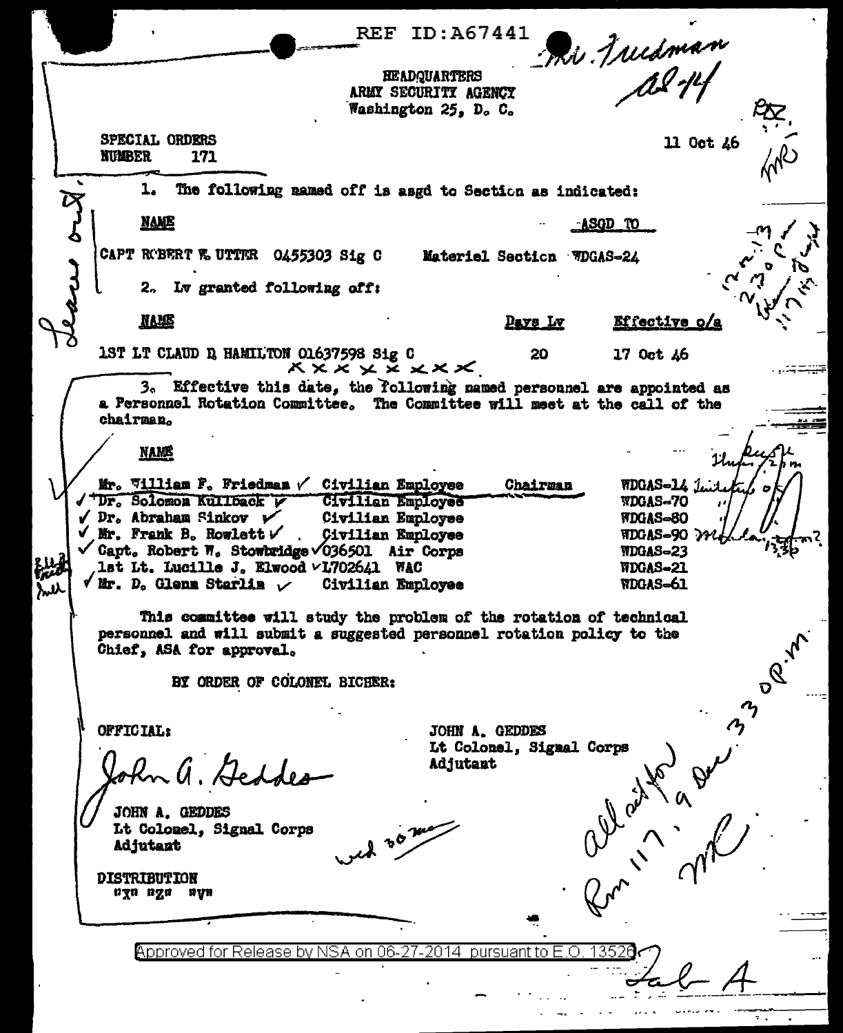REF ID:A67441

HEADQUARTERS
ARMY SECURITY AGENCY
Washington 25, D. C.

SPECIAL ORDERS
NUMBER 171

11 Oct 46

1. The following named off is asgd to Section as indicated:

| NAME | ASGD TO |
|---|---|
| CAPT ROBERT W. UTTER 0455303 Sig C | Materiel Section WDGAS-24 |

2. Lv granted following off:

| NAME | Days Lv | Effective o/a |
|---|---|---|
| 1ST LT CLAUD D. HAMILTON 01637598 Sig C | 20 | 17 Oct 46 |

3. Effective this date, the following named personnel are appointed as a Personnel Rotation Committee. The Committee will meet at the call of the chairman.

| NAME | | | |
|---|---|---|---|
| Mr. William F. Friedman | Civilian Employee | Chairman | WDGAS-14 |
| Dr. Solomon Kullback | Civilian Employee | | WDGAS-70 |
| Dr. Abraham Sinkov | Civilian Employee | | WDGAS-80 |
| Mr. Frank B. Rowlett | Civilian Employee | | WDGAS-90 |
| Capt. Robert W. Stowbridge 036501 | Air Corps | | WDGAS-23 |
| 1st Lt. Lucille J. Elwood L702641 | WAC | | WDGAS-21 |
| Mr. D. Glenn Starlin | Civilian Employee | | WDGAS-61 |

This committee will study the problem of the rotation of technical personnel and will submit a suggested personnel rotation policy to the Chief, ASA for approval.

BY ORDER OF COLONEL BICHER:

JOHN A. GEDDES
Lt Colonel, Signal Corps
Adjutant

OFFICIAL:

John A. Geddes

JOHN A. GEDDES
Lt Colonel, Signal Corps
Adjutant

DISTRIBUTION
"X" "Z" "Y"

Approved for Release by NSA on 06-27-2014 pursuant to E.O. 13526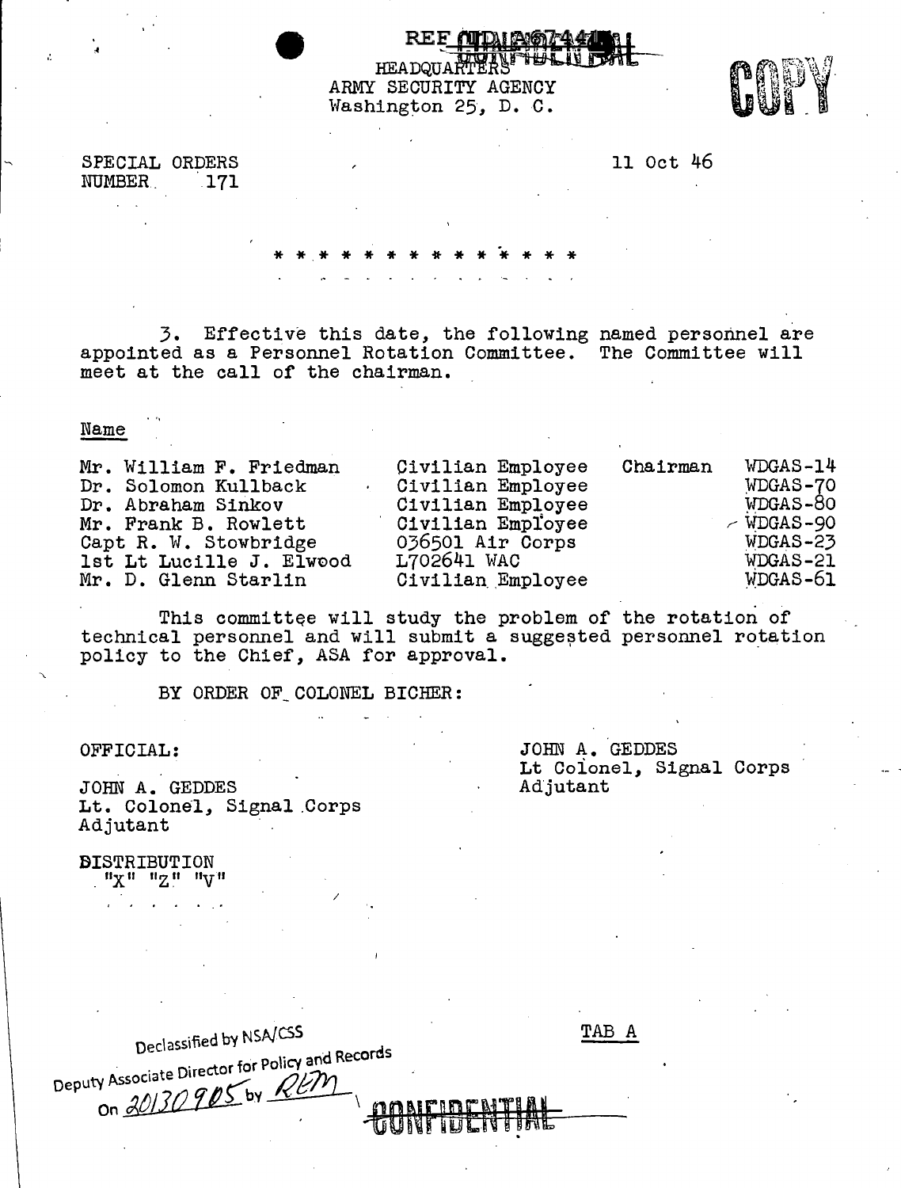REF ID:A67444

CONFIDENTIAL

HEADQUARTERS
ARMY SECURITY AGENCY
Washington 25, D. C.

COPY

SPECIAL ORDERS
NUMBER 171

11 Oct 46

* * * * * * * * * * * * * *

3. Effective this date, the following named personnel are appointed as a Personnel Rotation Committee. The Committee will meet at the call of the chairman.

| Name | | | |
|---|---|---|---|
| Mr. William F. Friedman | Civilian Employee | Chairman | WDGAS-14 |
| Dr. Solomon Kullback | Civilian Employee | | WDGAS-70 |
| Dr. Abraham Sinkov | Civilian Employee | | WDGAS-80 |
| Mr. Frank B. Rowlett | Civilian Employee | | WDGAS-90 |
| Capt R. W. Stowbridge | 036501 Air Corps | | WDGAS-23 |
| 1st Lt Lucille J. Elwood | L702641 WAC | | WDGAS-21 |
| Mr. D. Glenn Starlin | Civilian Employee | | WDGAS-61 |

This committee will study the problem of the rotation of technical personnel and will submit a suggested personnel rotation policy to the Chief, ASA for approval.

BY ORDER OF COLONEL BICHER:

JOHN A. GEDDES
Lt Colonel, Signal Corps
Adjutant

OFFICIAL:

JOHN A. GEDDES
Lt. Colonel, Signal Corps
Adjutant

DISTRIBUTION
"X" "Z" "V"

TAB A

Declassified by NSA/CSS
Deputy Associate Director for Policy and Records
On 20130905 by REM

CONFIDENTIAL